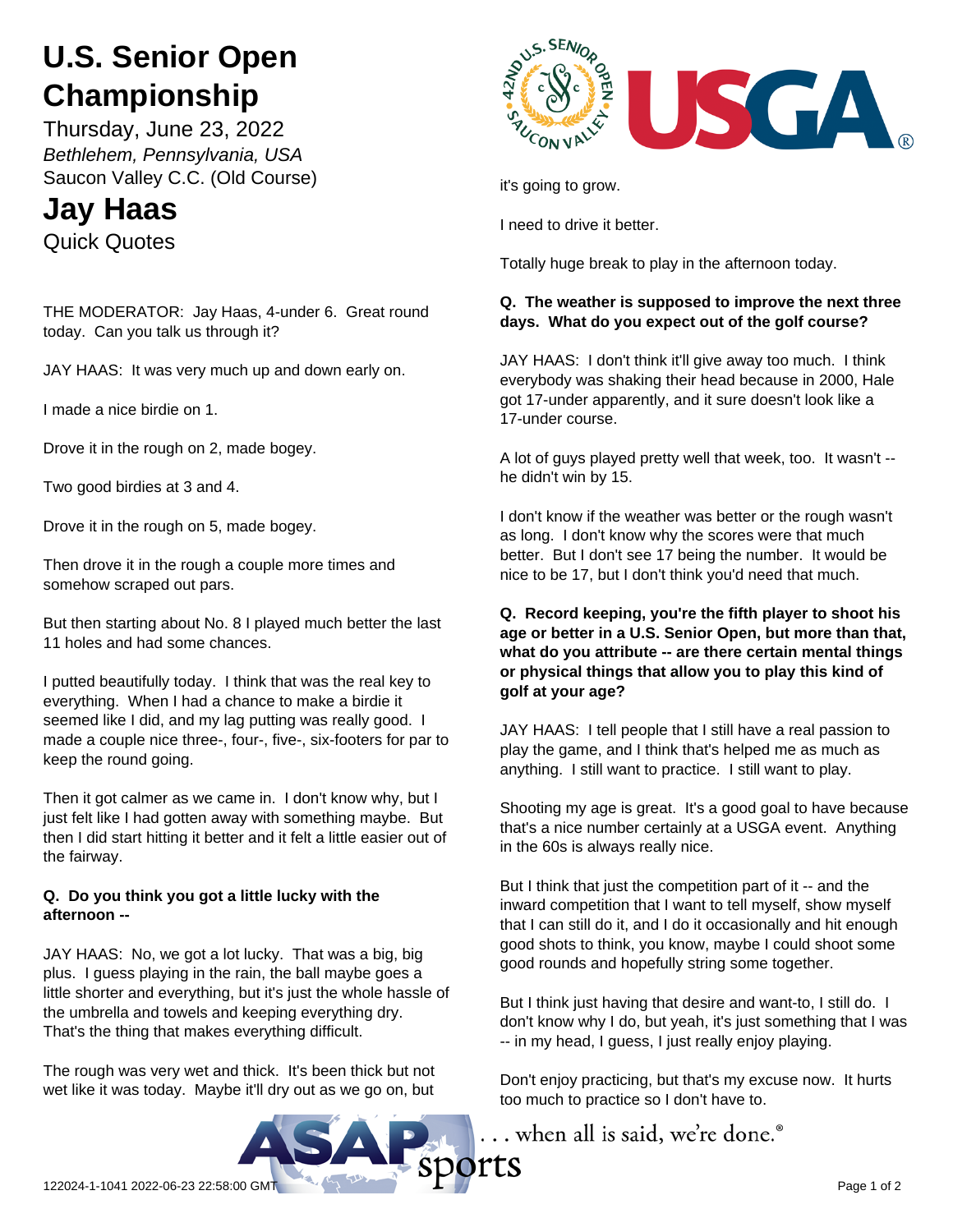# U.S. Senior Open Championship

Thursday, June 23, 2022

*Bethlehem, Pennsylvania, USA*

Saucon Valley C.C. (Old Course)

## Jay Haas

Quick Quotes

THE MODERATOR: Jay Haas, 4-under 6. Great round today. Can you talk us through it?

JAY HAAS: It was very much up and down early on.

I made a nice birdie on 1.

Drove it in the rough on 2, made bogey.

Two good birdies at 3 and 4.

Drove it in the rough on 5, made bogey.

Then drove it in the rough a couple more times and somehow scraped out pars.

But then starting about No. 8 I played much better the last 11 holes and had some chances.

I putted beautifully today. I think that was the real key to everything. When I had a chance to make a birdie it seemed like I did, and my lag putting was really good. I made a couple nice three-, four-, five-, six-footers for par to keep the round going.

Then it got calmer as we came in. I don't know why, but I just felt like I had gotten away with something maybe. But then I did start hitting it better and it felt a little easier out of the fairway.

**Q. Do you think you got a little lucky with the afternoon --**

JAY HAAS: No, we got a lot lucky. That was a big, big plus. I guess playing in the rain, the ball maybe goes a little shorter and everything, but it's just the whole hassle of the umbrella and towels and keeping everything dry. That's the thing that makes everything difficult.

The rough was very wet and thick. It's been thick but not wet like it was today. Maybe it'll dry out as we go on, but it's going to grow.

I need to drive it better.

Totally huge break to play in the afternoon today.

**Q. The weather is supposed to improve the next three days. What do you expect out of the golf course?**

JAY HAAS: I don't think it'll give away too much. I think everybody was shaking their head because in 2000, Hale got 17-under apparently, and it sure doesn't look like a 17-under course.

A lot of guys played pretty well that week, too. It wasn't -- he didn't win by 15.

I don't know if the weather was better or the rough wasn't as long. I don't know why the scores were that much better. But I don't see 17 being the number. It would be nice to be 17, but I don't think you'd need that much.

**Q. Record keeping, you're the fifth player to shoot his age or better in a U.S. Senior Open, but more than that, what do you attribute -- are there certain mental things or physical things that allow you to play this kind of golf at your age?**

JAY HAAS: I tell people that I still have a real passion to play the game, and I think that's helped me as much as anything. I still want to practice. I still want to play.

Shooting my age is great. It's a good goal to have because that's a nice number certainly at a USGA event. Anything in the 60s is always really nice.

But I think that just the competition part of it -- and the inward competition that I want to tell myself, show myself that I can still do it, and I do it occasionally and hit enough good shots to think, you know, maybe I could shoot some good rounds and hopefully string some together.

But I think just having that desire and want-to, I still do. I don't know why I do, but yeah, it's just something that I was -- in my head, I guess, I just really enjoy playing.

Don't enjoy practicing, but that's my excuse now. It hurts too much to practice so I don't have to.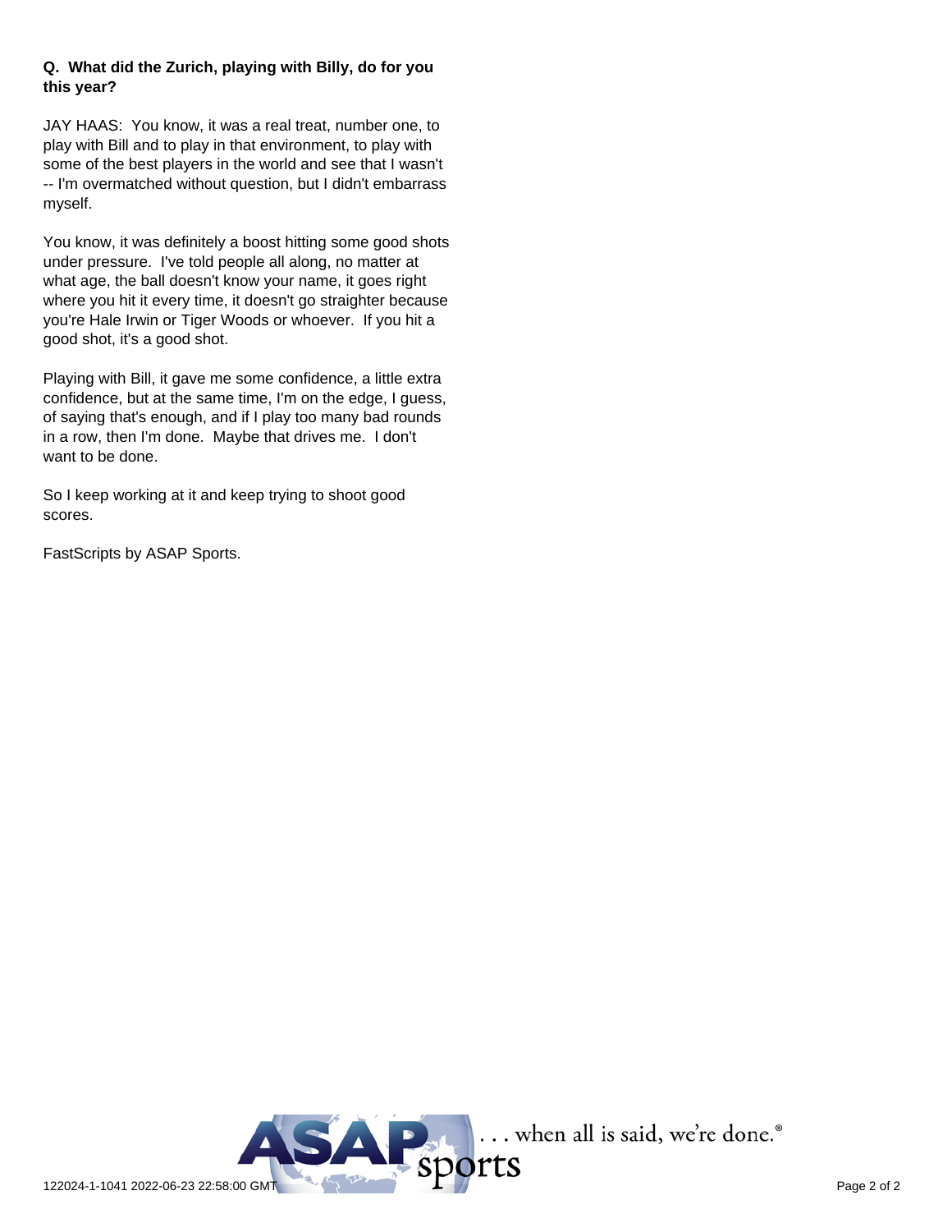**Q. What did the Zurich, playing with Billy, do for you this year?**

JAY HAAS: You know, it was a real treat, number one, to play with Bill and to play in that environment, to play with some of the best players in the world and see that I wasn't -- I'm overmatched without question, but I didn't embarrass myself.

You know, it was definitely a boost hitting some good shots under pressure. I've told people all along, no matter at what age, the ball doesn't know your name, it goes right where you hit it every time, it doesn't go straighter because you're Hale Irwin or Tiger Woods or whoever. If you hit a good shot, it's a good shot.

Playing with Bill, it gave me some confidence, a little extra confidence, but at the same time, I'm on the edge, I guess, of saying that's enough, and if I play too many bad rounds in a row, then I'm done. Maybe that drives me. I don't want to be done.

So I keep working at it and keep trying to shoot good scores.

FastScripts by ASAP Sports.